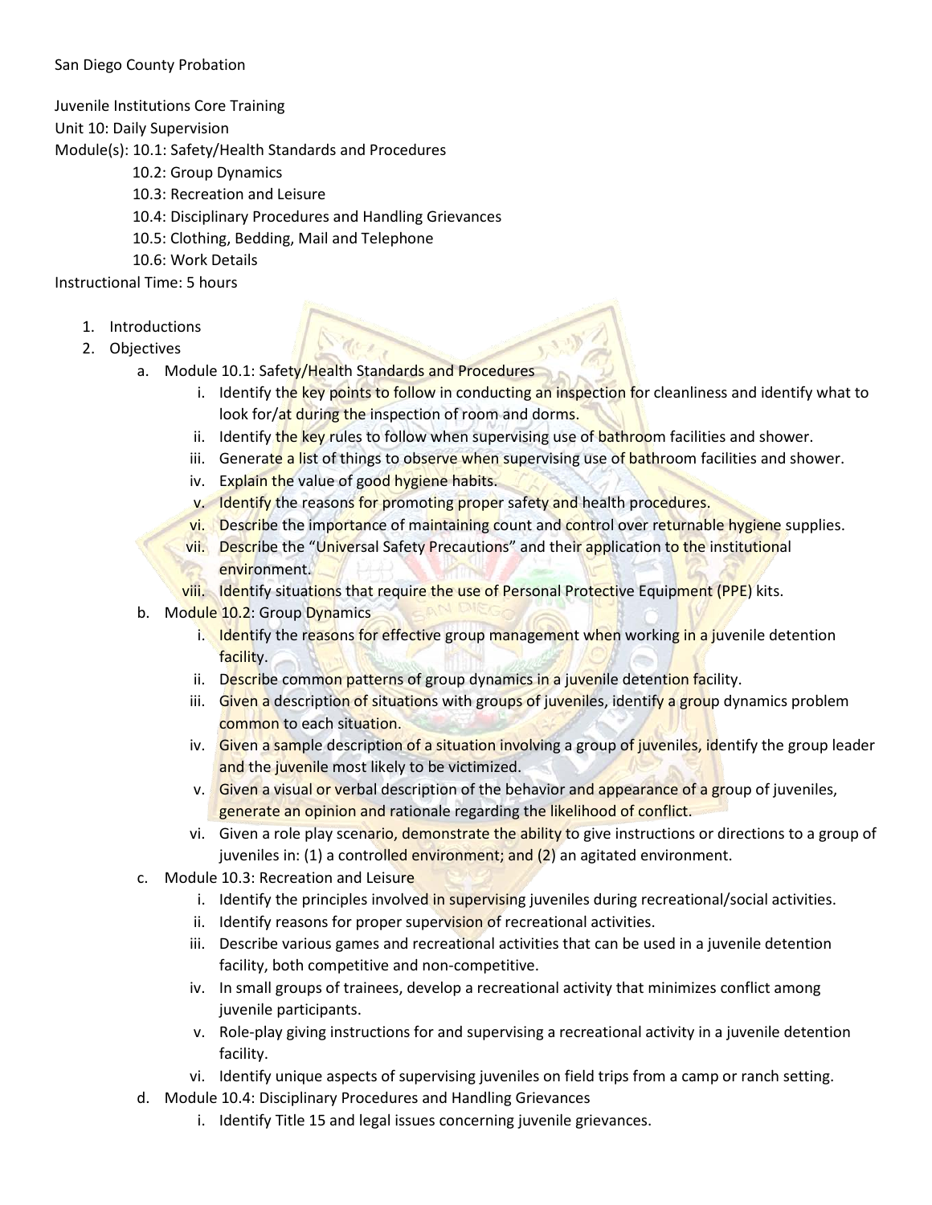San Diego County Probation

Juvenile Institutions Core Training
Unit 10: Daily Supervision
Module(s): 10.1: Safety/Health Standards and Procedures
10.2: Group Dynamics
10.3: Recreation and Leisure
10.4: Disciplinary Procedures and Handling Grievances
10.5: Clothing, Bedding, Mail and Telephone
10.6: Work Details
Instructional Time: 5 hours

1. Introductions
2. Objectives
   a. Module 10.1: Safety/Health Standards and Procedures
      i. Identify the key points to follow in conducting an inspection for cleanliness and identify what to look for/at during the inspection of room and dorms.
      ii. Identify the key rules to follow when supervising use of bathroom facilities and shower.
      iii. Generate a list of things to observe when supervising use of bathroom facilities and shower.
      iv. Explain the value of good hygiene habits.
      v. Identify the reasons for promoting proper safety and health procedures.
      vi. Describe the importance of maintaining count and control over returnable hygiene supplies.
      vii. Describe the "Universal Safety Precautions" and their application to the institutional environment.
      viii. Identify situations that require the use of Personal Protective Equipment (PPE) kits.
   b. Module 10.2: Group Dynamics
      i. Identify the reasons for effective group management when working in a juvenile detention facility.
      ii. Describe common patterns of group dynamics in a juvenile detention facility.
      iii. Given a description of situations with groups of juveniles, identify a group dynamics problem common to each situation.
      iv. Given a sample description of a situation involving a group of juveniles, identify the group leader and the juvenile most likely to be victimized.
      v. Given a visual or verbal description of the behavior and appearance of a group of juveniles, generate an opinion and rationale regarding the likelihood of conflict.
      vi. Given a role play scenario, demonstrate the ability to give instructions or directions to a group of juveniles in: (1) a controlled environment; and (2) an agitated environment.
   c. Module 10.3: Recreation and Leisure
      i. Identify the principles involved in supervising juveniles during recreational/social activities.
      ii. Identify reasons for proper supervision of recreational activities.
      iii. Describe various games and recreational activities that can be used in a juvenile detention facility, both competitive and non-competitive.
      iv. In small groups of trainees, develop a recreational activity that minimizes conflict among juvenile participants.
      v. Role-play giving instructions for and supervising a recreational activity in a juvenile detention facility.
      vi. Identify unique aspects of supervising juveniles on field trips from a camp or ranch setting.
   d. Module 10.4: Disciplinary Procedures and Handling Grievances
      i. Identify Title 15 and legal issues concerning juvenile grievances.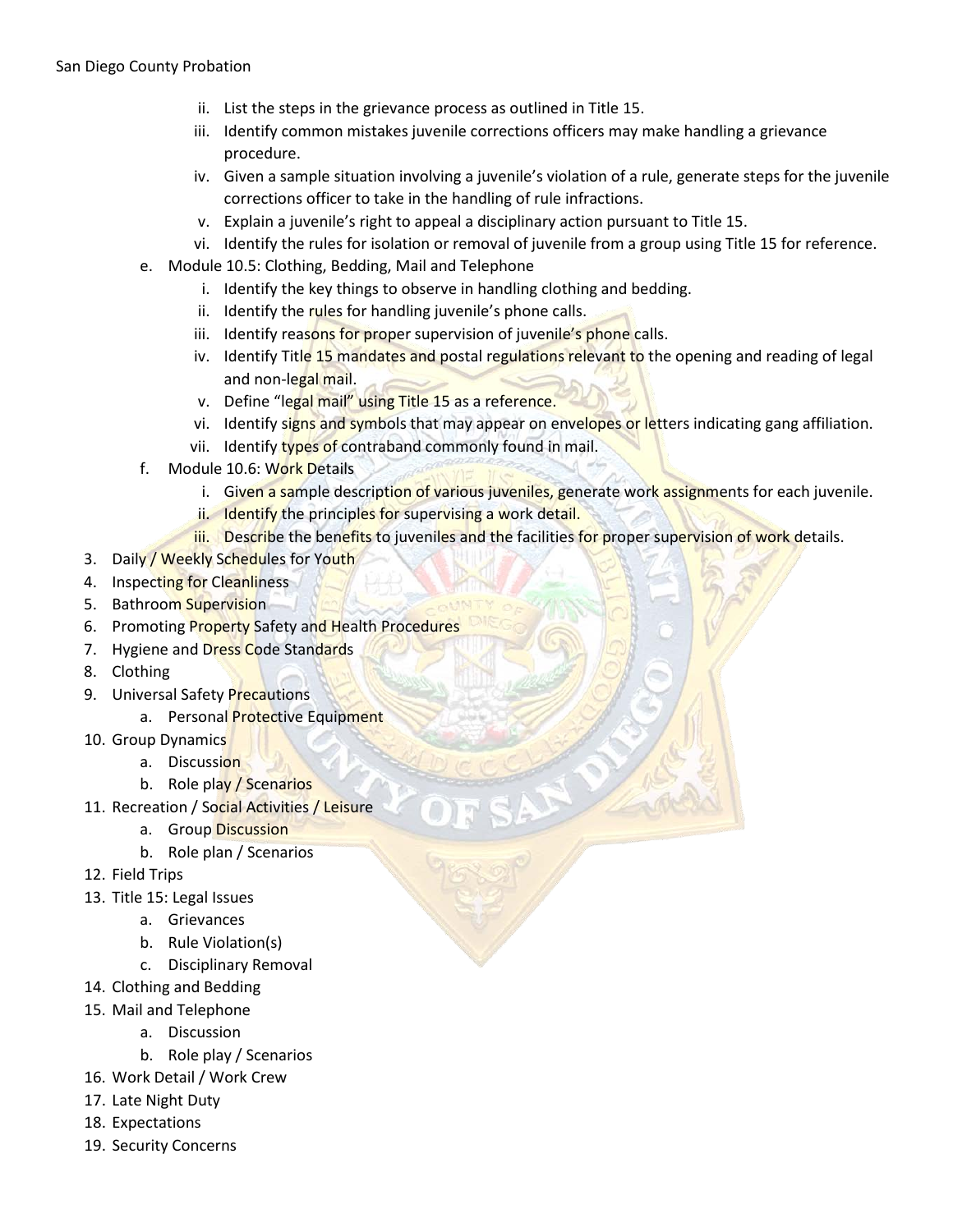- ii. List the steps in the grievance process as outlined in Title 15.
   - iii. Identify common mistakes juvenile corrections officers may make handling a grievance procedure.
   - iv. Given a sample situation involving a juvenile's violation of a rule, generate steps for the juvenile corrections officer to take in the handling of rule infractions.
   - v. Explain a juvenile's right to appeal a disciplinary action pursuant to Title 15.
   - vi. Identify the rules for isolation or removal of juvenile from a group using Title 15 for reference.
- e. Module 10.5: Clothing, Bedding, Mail and Telephone
   - i. Identify the key things to observe in handling clothing and bedding.
   - ii. Identify the rules for handling juvenile's phone calls.
   - iii. Identify reasons for proper supervision of juvenile's phone calls.
   - iv. Identify Title 15 mandates and postal regulations relevant to the opening and reading of legal and non-legal mail.
   - v. Define "legal mail" using Title 15 as a reference.
   - vi. Identify signs and symbols that may appear on envelopes or letters indicating gang affiliation.
   - vii. Identify types of contraband commonly found in mail.
- f. Module 10.6: Work Details
   - i. Given a sample description of various juveniles, generate work assignments for each juvenile.
   - ii. Identify the principles for supervising a work detail.
   - iii. Describe the benefits to juveniles and the facilities for proper supervision of work details.

3. Daily / Weekly Schedules for Youth
4. Inspecting for Cleanliness
5. Bathroom Supervision
6. Promoting Property Safety and Health Procedures
7. Hygiene and Dress Code Standards
8. Clothing
9. Universal Safety Precautions
   - a. Personal Protective Equipment
10. Group Dynamics
    - a. Discussion
    - b. Role play / Scenarios
11. Recreation / Social Activities / Leisure
    - a. Group Discussion
    - b. Role plan / Scenarios
12. Field Trips
13. Title 15: Legal Issues
    - a. Grievances
    - b. Rule Violation(s)
    - c. Disciplinary Removal
14. Clothing and Bedding
15. Mail and Telephone
    - a. Discussion
    - b. Role play / Scenarios
16. Work Detail / Work Crew
17. Late Night Duty
18. Expectations
19. Security Concerns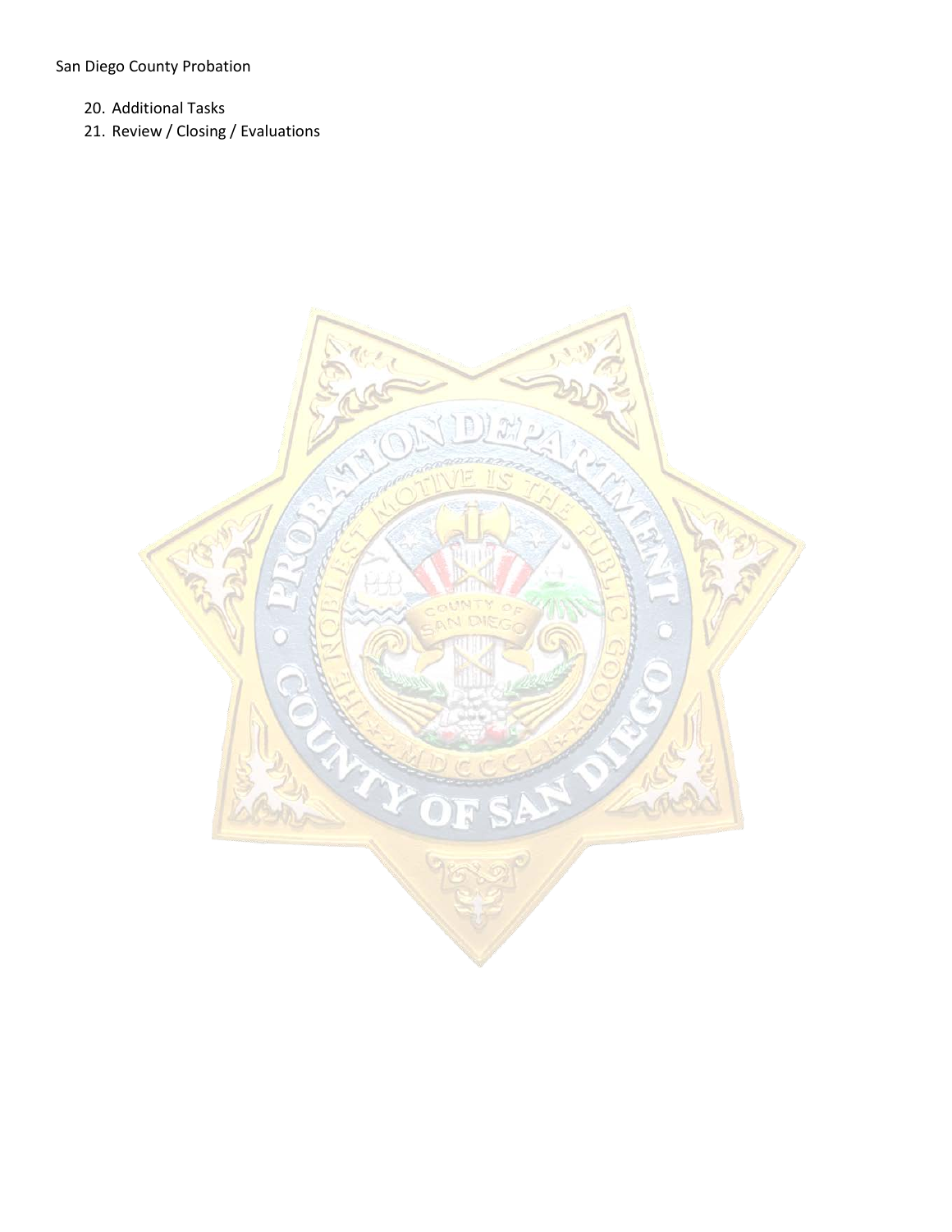20. Additional Tasks
21. Review / Closing / Evaluations